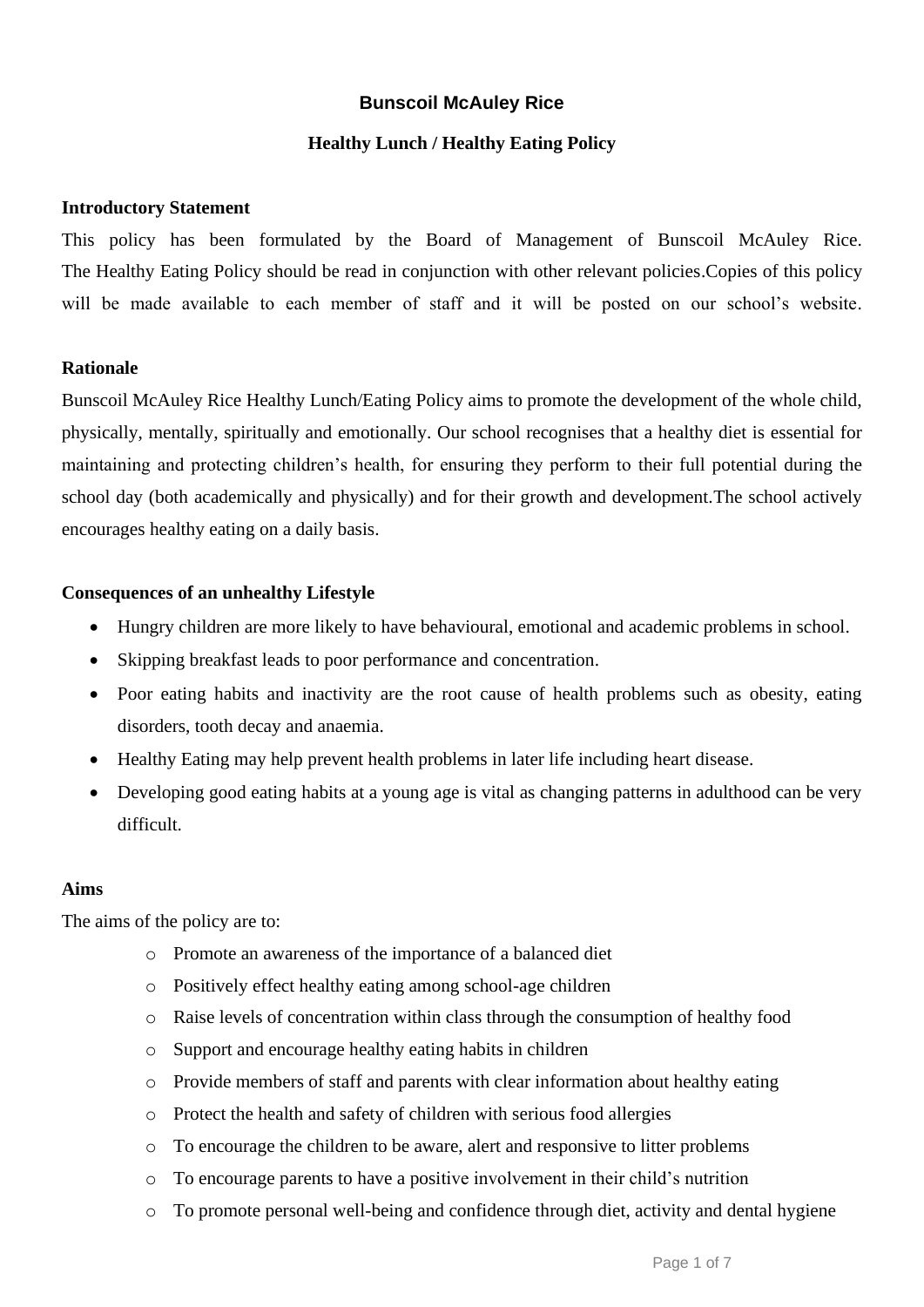# Bunscoil McAuley Rice

## Healthy Lunch / Healthy Eating Policy

### Introductory Statement

This policy has been formulated by the Board of Management of Bunscoil McAuley Rice. The Healthy Eating Policy should be read in conjunction with other relevant policies.Copies of this policy will be made available to each member of staff and it will be posted on our school's website.

### Rationale

Bunscoil McAuley Rice Healthy Lunch/Eating Policy aims to promote the development of the whole child, physically, mentally, spiritually and emotionally. Our school recognises that a healthy diet is essential for maintaining and protecting children's health, for ensuring they perform to their full potential during the school day (both academically and physically) and for their growth and development.The school actively encourages healthy eating on a daily basis.

### Consequences of an unhealthy Lifestyle

- Hungry children are more likely to have behavioural, emotional and academic problems in school.
- Skipping breakfast leads to poor performance and concentration.
- Poor eating habits and inactivity are the root cause of health problems such as obesity, eating disorders, tooth decay and anaemia.
- Healthy Eating may help prevent health problems in later life including heart disease.
- Developing good eating habits at a young age is vital as changing patterns in adulthood can be very difficult.

### Aims

The aims of the policy are to:

- Promote an awareness of the importance of a balanced diet
- Positively effect healthy eating among school-age children
- Raise levels of concentration within class through the consumption of healthy food
- Support and encourage healthy eating habits in children
- Provide members of staff and parents with clear information about healthy eating
- Protect the health and safety of children with serious food allergies
- To encourage the children to be aware, alert and responsive to litter problems
- To encourage parents to have a positive involvement in their child's nutrition
- To promote personal well-being and confidence through diet, activity and dental hygiene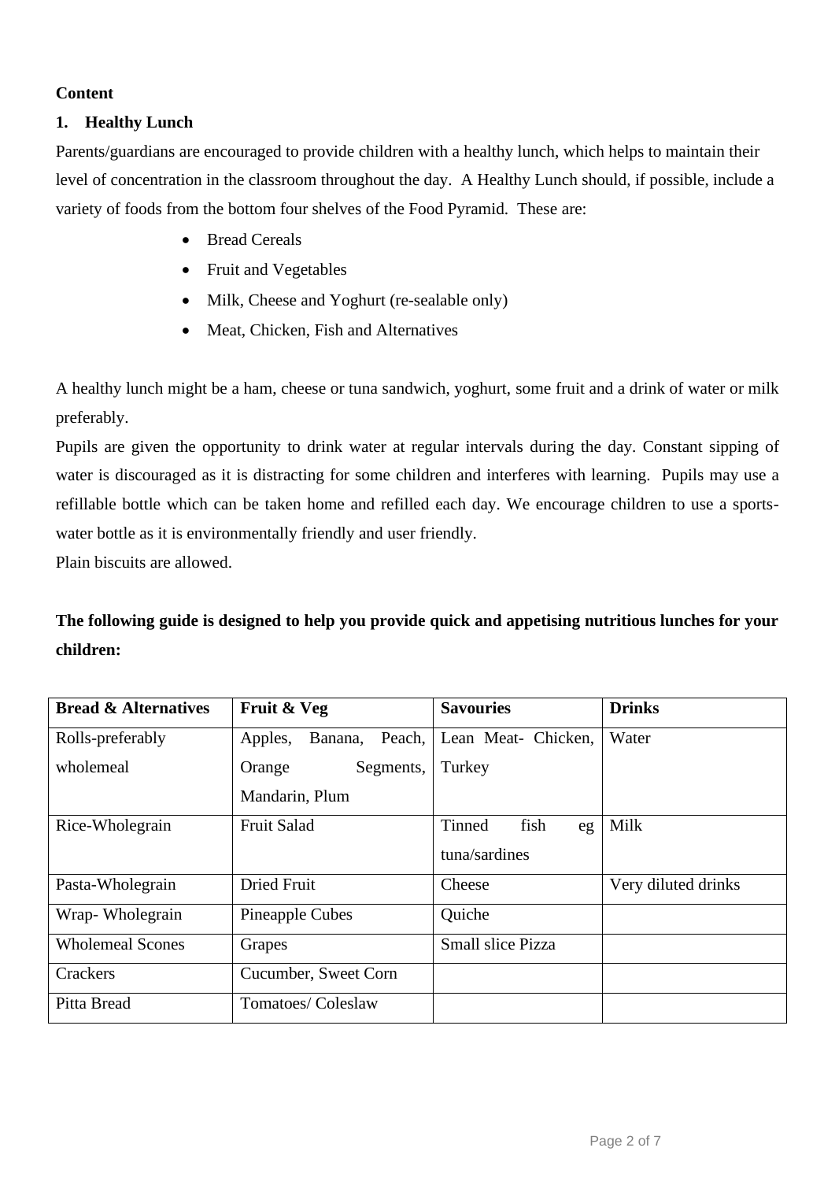**Content**

## 1. Healthy Lunch

Parents/guardians are encouraged to provide children with a healthy lunch, which helps to maintain their level of concentration in the classroom throughout the day. A Healthy Lunch should, if possible, include a variety of foods from the bottom four shelves of the Food Pyramid. These are:

- Bread Cereals
- Fruit and Vegetables
- Milk, Cheese and Yoghurt (re-sealable only)
- Meat, Chicken, Fish and Alternatives

A healthy lunch might be a ham, cheese or tuna sandwich, yoghurt, some fruit and a drink of water or milk preferably.

Pupils are given the opportunity to drink water at regular intervals during the day. Constant sipping of water is discouraged as it is distracting for some children and interferes with learning. Pupils may use a refillable bottle which can be taken home and refilled each day. We encourage children to use a sports-water bottle as it is environmentally friendly and user friendly.

Plain biscuits are allowed.

**The following guide is designed to help you provide quick and appetising nutritious lunches for your children:**

| Bread & Alternatives | Fruit & Veg | Savouries | Drinks |
|---|---|---|---|
| Rolls-preferably wholemeal | Apples, Banana, Peach, Orange Segments, Mandarin, Plum | Lean Meat- Chicken, Turkey | Water |
| Rice-Wholegrain | Fruit Salad | Tinned fish eg tuna/sardines | Milk |
| Pasta-Wholegrain | Dried Fruit | Cheese | Very diluted drinks |
| Wrap- Wholegrain | Pineapple Cubes | Quiche | |
| Wholemeal Scones | Grapes | Small slice Pizza | |
| Crackers | Cucumber, Sweet Corn | | |
| Pitta Bread | Tomatoes/ Coleslaw | | |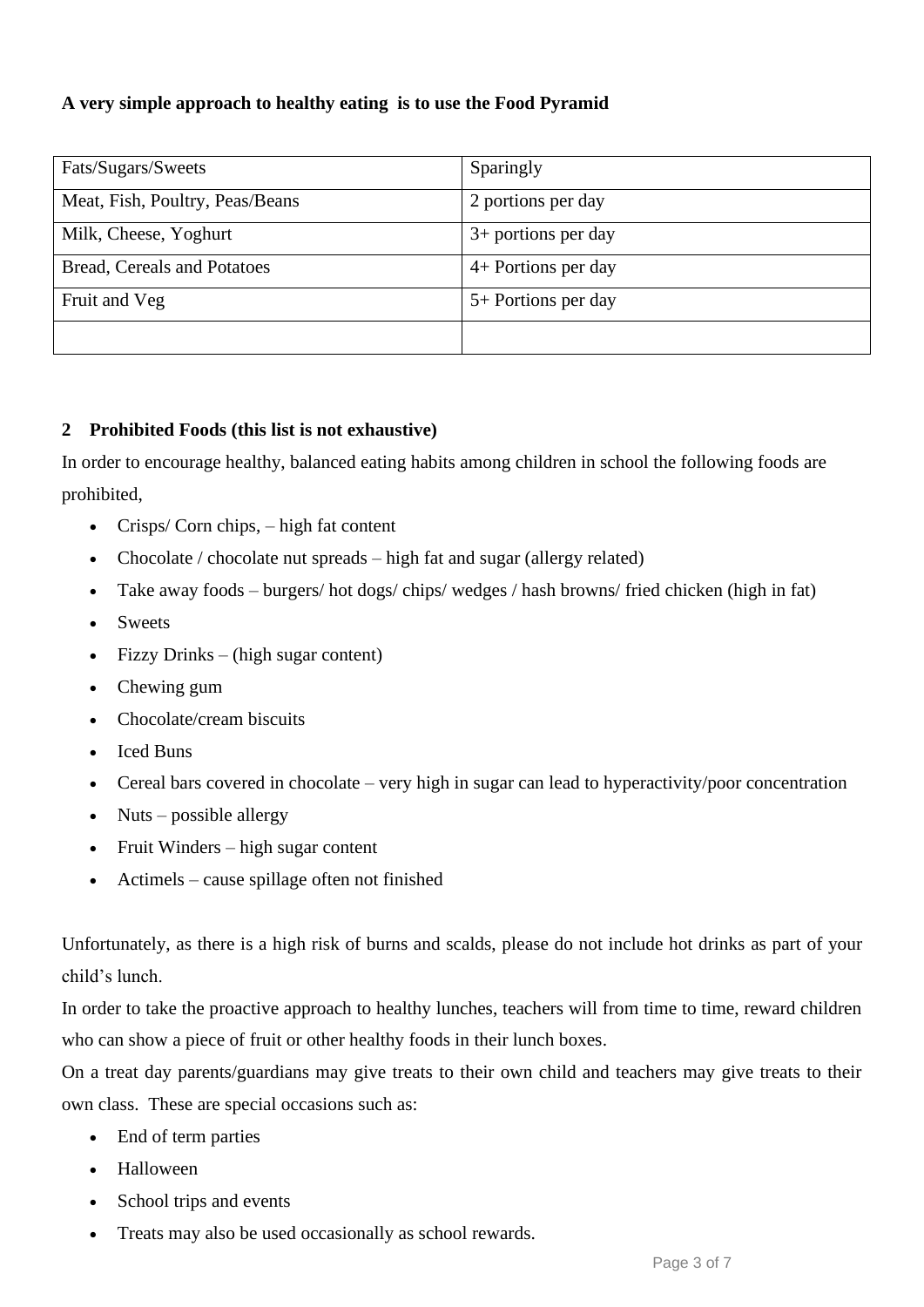**A very simple approach to healthy eating is to use the Food Pyramid**

| Fats/Sugars/Sweets | Sparingly |
|---|---|
| Meat, Fish, Poultry, Peas/Beans | 2 portions per day |
| Milk, Cheese, Yoghurt | 3+ portions per day |
| Bread, Cereals and Potatoes | 4+ Portions per day |
| Fruit and Veg | 5+ Portions per day |
| | |

**2 Prohibited Foods (this list is not exhaustive)**

In order to encourage healthy, balanced eating habits among children in school the following foods are prohibited,

- Crisps/ Corn chips, – high fat content
- Chocolate / chocolate nut spreads – high fat and sugar (allergy related)
- Take away foods – burgers/ hot dogs/ chips/ wedges / hash browns/ fried chicken (high in fat)
- Sweets
- Fizzy Drinks – (high sugar content)
- Chewing gum
- Chocolate/cream biscuits
- Iced Buns
- Cereal bars covered in chocolate – very high in sugar can lead to hyperactivity/poor concentration
- Nuts – possible allergy
- Fruit Winders – high sugar content
- Actimels – cause spillage often not finished

Unfortunately, as there is a high risk of burns and scalds, please do not include hot drinks as part of your child's lunch.

In order to take the proactive approach to healthy lunches, teachers will from time to time, reward children who can show a piece of fruit or other healthy foods in their lunch boxes.

On a treat day parents/guardians may give treats to their own child and teachers may give treats to their own class. These are special occasions such as:

- End of term parties
- Halloween
- School trips and events
- Treats may also be used occasionally as school rewards.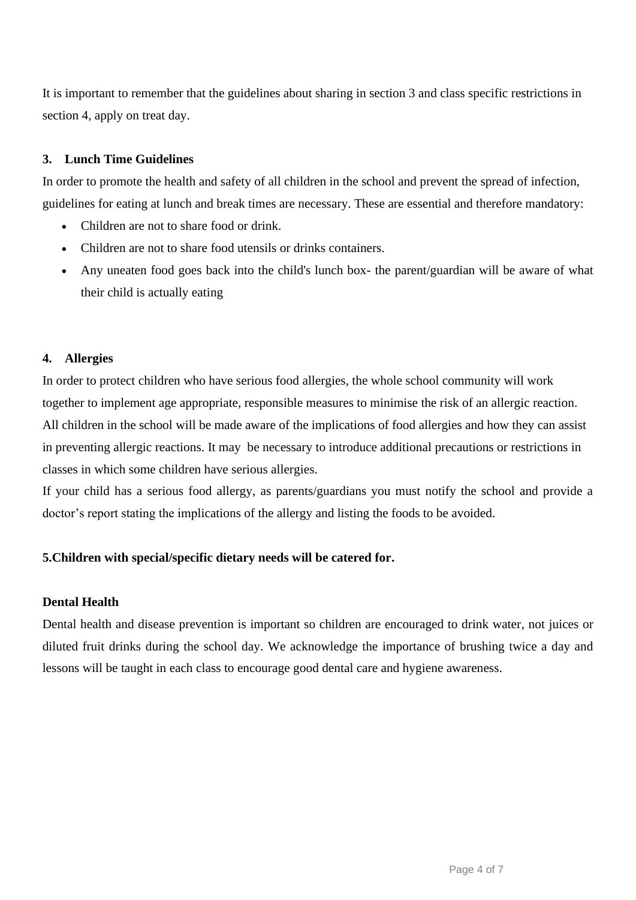It is important to remember that the guidelines about sharing in section 3 and class specific restrictions in section 4, apply on treat day.

### 3. Lunch Time Guidelines

In order to promote the health and safety of all children in the school and prevent the spread of infection, guidelines for eating at lunch and break times are necessary. These are essential and therefore mandatory:

- Children are not to share food or drink.
- Children are not to share food utensils or drinks containers.
- Any uneaten food goes back into the child's lunch box- the parent/guardian will be aware of what their child is actually eating

### 4. Allergies

In order to protect children who have serious food allergies, the whole school community will work together to implement age appropriate, responsible measures to minimise the risk of an allergic reaction. All children in the school will be made aware of the implications of food allergies and how they can assist in preventing allergic reactions. It may be necessary to introduce additional precautions or restrictions in classes in which some children have serious allergies.

If your child has a serious food allergy, as parents/guardians you must notify the school and provide a doctor's report stating the implications of the allergy and listing the foods to be avoided.

### 5.Children with special/specific dietary needs will be catered for.

### Dental Health

Dental health and disease prevention is important so children are encouraged to drink water, not juices or diluted fruit drinks during the school day. We acknowledge the importance of brushing twice a day and lessons will be taught in each class to encourage good dental care and hygiene awareness.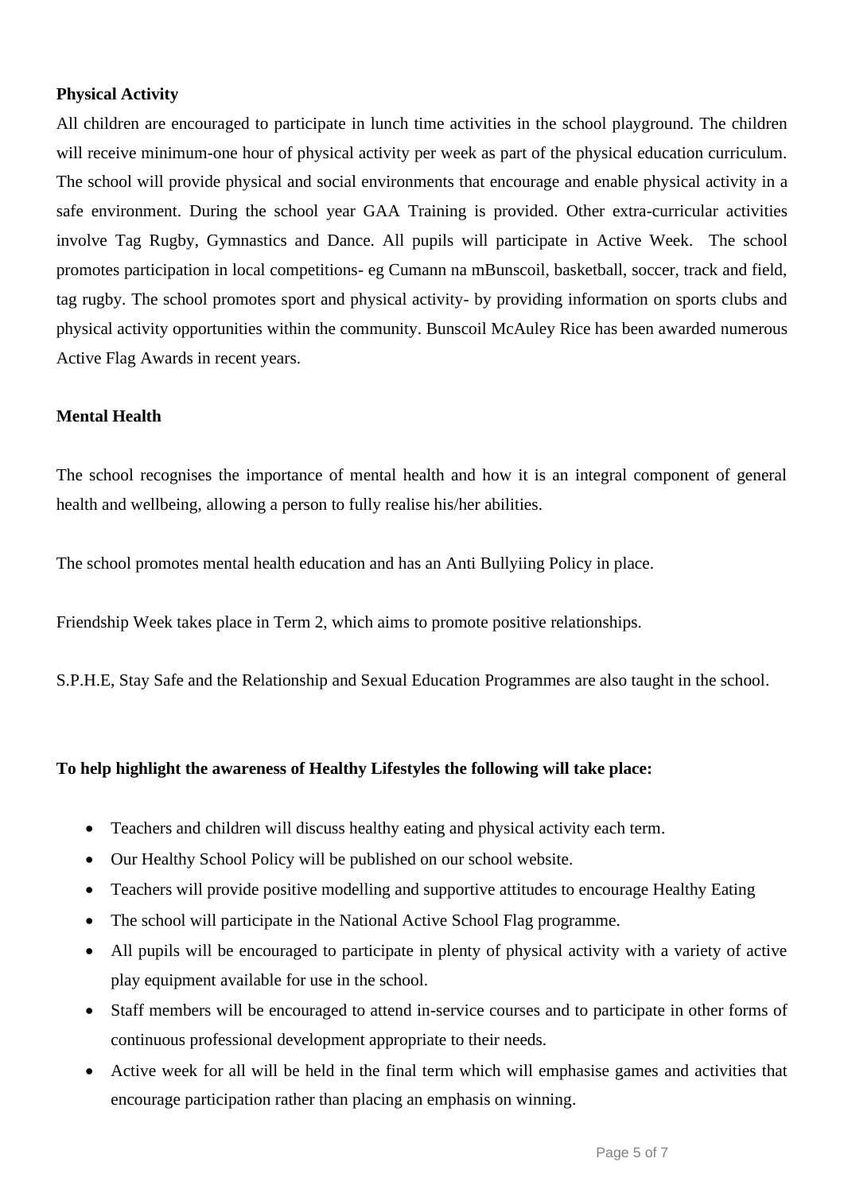**Physical Activity**

All children are encouraged to participate in lunch time activities in the school playground. The children will receive minimum-one hour of physical activity per week as part of the physical education curriculum. The school will provide physical and social environments that encourage and enable physical activity in a safe environment. During the school year GAA Training is provided. Other extra-curricular activities involve Tag Rugby, Gymnastics and Dance. All pupils will participate in Active Week. The school promotes participation in local competitions- eg Cumann na mBunscoil, basketball, soccer, track and field, tag rugby. The school promotes sport and physical activity- by providing information on sports clubs and physical activity opportunities within the community. Bunscoil McAuley Rice has been awarded numerous Active Flag Awards in recent years.

**Mental Health**

The school recognises the importance of mental health and how it is an integral component of general health and wellbeing, allowing a person to fully realise his/her abilities.

The school promotes mental health education and has an Anti Bullyiing Policy in place.

Friendship Week takes place in Term 2, which aims to promote positive relationships.

S.P.H.E, Stay Safe and the Relationship and Sexual Education Programmes are also taught in the school.

**To help highlight the awareness of Healthy Lifestyles the following will take place:**

- Teachers and children will discuss healthy eating and physical activity each term.
- Our Healthy School Policy will be published on our school website.
- Teachers will provide positive modelling and supportive attitudes to encourage Healthy Eating
- The school will participate in the National Active School Flag programme.
- All pupils will be encouraged to participate in plenty of physical activity with a variety of active play equipment available for use in the school.
- Staff members will be encouraged to attend in-service courses and to participate in other forms of continuous professional development appropriate to their needs.
- Active week for all will be held in the final term which will emphasise games and activities that encourage participation rather than placing an emphasis on winning.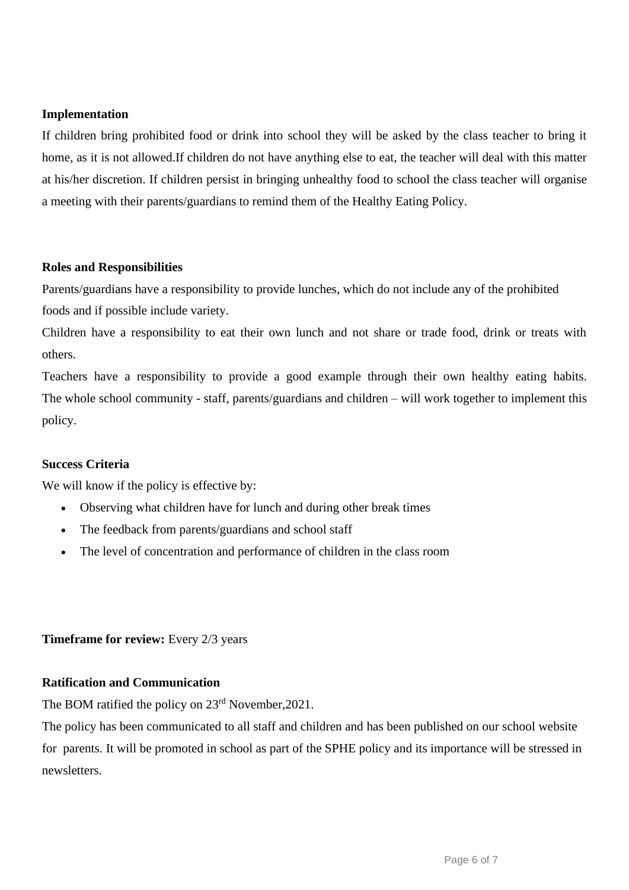**Implementation**

If children bring prohibited food or drink into school they will be asked by the class teacher to bring it home, as it is not allowed.If children do not have anything else to eat, the teacher will deal with this matter at his/her discretion. If children persist in bringing unhealthy food to school the class teacher will organise a meeting with their parents/guardians to remind them of the Healthy Eating Policy.

**Roles and Responsibilities**

Parents/guardians have a responsibility to provide lunches, which do not include any of the prohibited foods and if possible include variety.

Children have a responsibility to eat their own lunch and not share or trade food, drink or treats with others.

Teachers have a responsibility to provide a good example through their own healthy eating habits. The whole school community - staff, parents/guardians and children – will work together to implement this policy.

**Success Criteria**

We will know if the policy is effective by:

- Observing what children have for lunch and during other break times
- The feedback from parents/guardians and school staff
- The level of concentration and performance of children in the class room

**Timeframe for review:** Every 2/3 years

**Ratification and Communication**

The BOM ratified the policy on 23rd November,2021.

The policy has been communicated to all staff and children and has been published on our school website for parents. It will be promoted in school as part of the SPHE policy and its importance will be stressed in newsletters.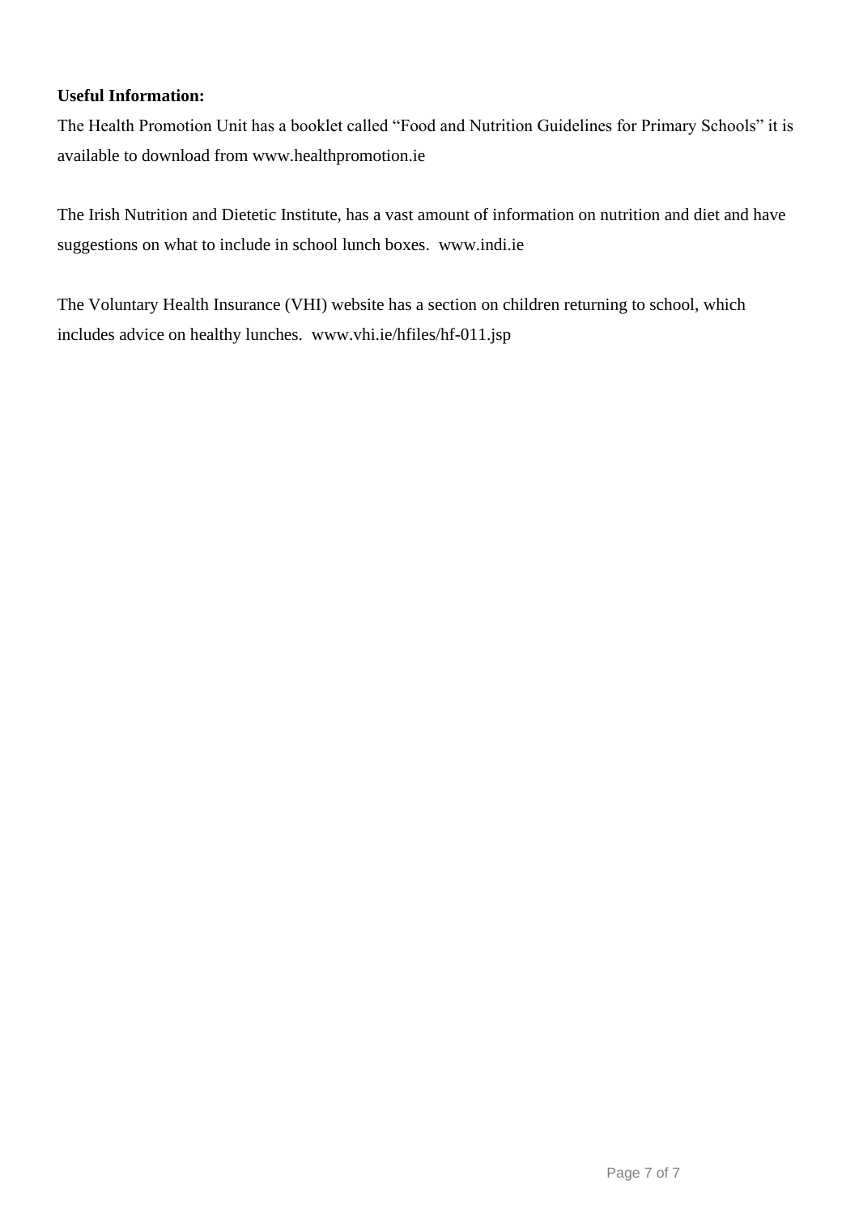**Useful Information:**

The Health Promotion Unit has a booklet called "Food and Nutrition Guidelines for Primary Schools" it is available to download from www.healthpromotion.ie

The Irish Nutrition and Dietetic Institute, has a vast amount of information on nutrition and diet and have suggestions on what to include in school lunch boxes. www.indi.ie

The Voluntary Health Insurance (VHI) website has a section on children returning to school, which includes advice on healthy lunches. www.vhi.ie/hfiles/hf-011.jsp